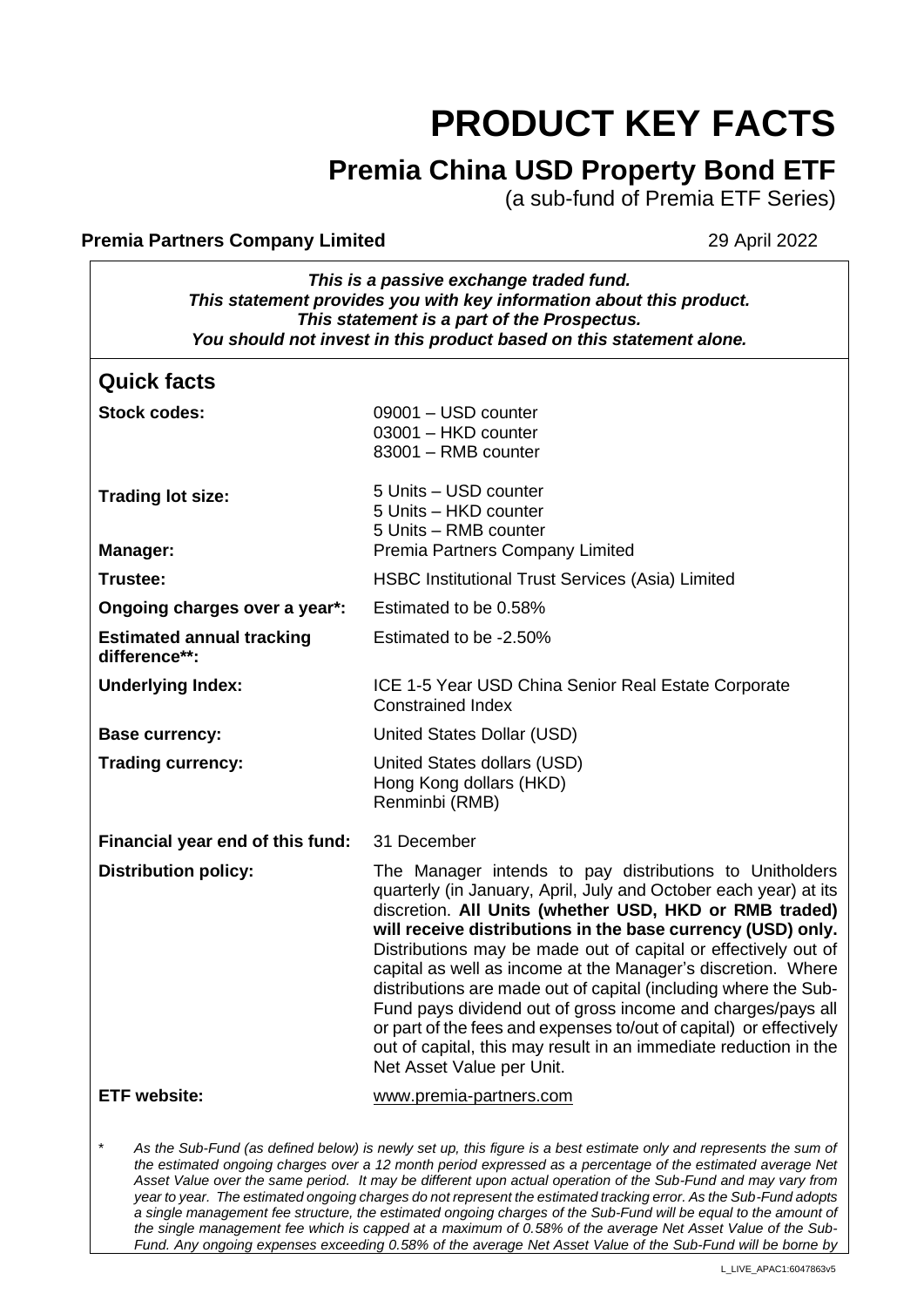# PRODUCT KEY FACTS

## Premia China USD Property Bond ETF

(a sub-fund of Premia ETF Series)

**Premia Partners Company Limited** 29 April 2022

***This is a passive exchange traded fund.***
***This statement provides you with key information about this product.***
***This statement is a part of the Prospectus.***
***You should not invest in this product based on this statement alone.***

## Quick facts

| | |
|---|---|
| **Stock codes:** | 09001 – USD counter<br>03001 – HKD counter<br>83001 – RMB counter |
| **Trading lot size:** | 5 Units – USD counter<br>5 Units – HKD counter<br>5 Units – RMB counter |
| **Manager:** | Premia Partners Company Limited |
| **Trustee:** | HSBC Institutional Trust Services (Asia) Limited |
| **Ongoing charges over a year*:** | Estimated to be 0.58% |
| **Estimated annual tracking difference**:** | Estimated to be -2.50% |
| **Underlying Index:** | ICE 1-5 Year USD China Senior Real Estate Corporate Constrained Index |
| **Base currency:** | United States Dollar (USD) |
| **Trading currency:** | United States dollars (USD)<br>Hong Kong dollars (HKD)<br>Renminbi (RMB) |
| **Financial year end of this fund:** | 31 December |
| **Distribution policy:** | The Manager intends to pay distributions to Unitholders quarterly (in January, April, July and October each year) at its discretion. **All Units (whether USD, HKD or RMB traded) will receive distributions in the base currency (USD) only.** Distributions may be made out of capital or effectively out of capital as well as income at the Manager's discretion. Where distributions are made out of capital (including where the Sub-Fund pays dividend out of gross income and charges/pays all or part of the fees and expenses to/out of capital) or effectively out of capital, this may result in an immediate reduction in the Net Asset Value per Unit. |
| **ETF website:** | www.premia-partners.com |

\* *As the Sub-Fund (as defined below) is newly set up, this figure is a best estimate only and represents the sum of the estimated ongoing charges over a 12 month period expressed as a percentage of the estimated average Net Asset Value over the same period. It may be different upon actual operation of the Sub-Fund and may vary from year to year. The estimated ongoing charges do not represent the estimated tracking error. As the Sub-Fund adopts a single management fee structure, the estimated ongoing charges of the Sub-Fund will be equal to the amount of the single management fee which is capped at a maximum of 0.58% of the average Net Asset Value of the Sub-Fund. Any ongoing expenses exceeding 0.58% of the average Net Asset Value of the Sub-Fund will be borne by*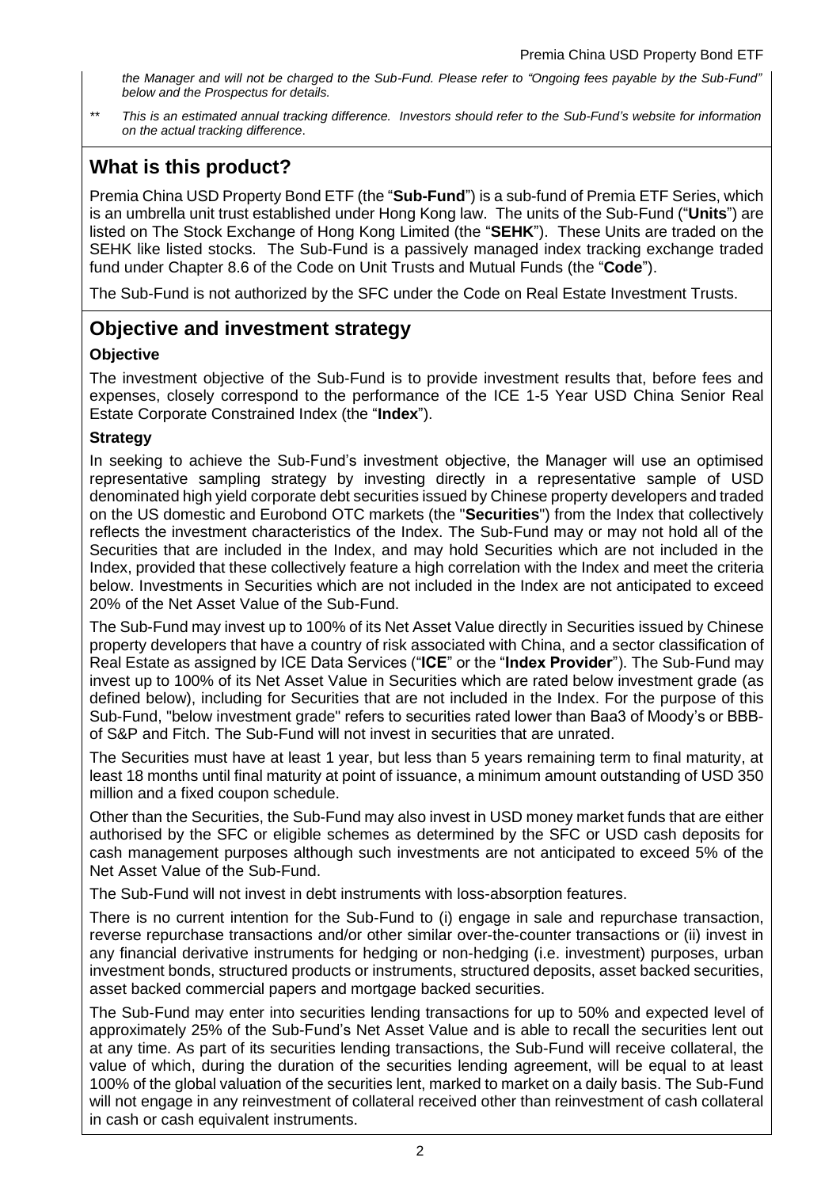*the Manager and will not be charged to the Sub-Fund. Please refer to "Ongoing fees payable by the Sub-Fund" below and the Prospectus for details.*

*\*\* This is an estimated annual tracking difference. Investors should refer to the Sub-Fund's website for information on the actual tracking difference.*

## What is this product?

Premia China USD Property Bond ETF (the "**Sub-Fund**") is a sub-fund of Premia ETF Series, which is an umbrella unit trust established under Hong Kong law. The units of the Sub-Fund ("**Units**") are listed on The Stock Exchange of Hong Kong Limited (the "**SEHK**"). These Units are traded on the SEHK like listed stocks. The Sub-Fund is a passively managed index tracking exchange traded fund under Chapter 8.6 of the Code on Unit Trusts and Mutual Funds (the "**Code**").

The Sub-Fund is not authorized by the SFC under the Code on Real Estate Investment Trusts.

## Objective and investment strategy

### Objective

The investment objective of the Sub-Fund is to provide investment results that, before fees and expenses, closely correspond to the performance of the ICE 1-5 Year USD China Senior Real Estate Corporate Constrained Index (the "**Index**").

### Strategy

In seeking to achieve the Sub-Fund's investment objective, the Manager will use an optimised representative sampling strategy by investing directly in a representative sample of USD denominated high yield corporate debt securities issued by Chinese property developers and traded on the US domestic and Eurobond OTC markets (the "**Securities**") from the Index that collectively reflects the investment characteristics of the Index. The Sub-Fund may or may not hold all of the Securities that are included in the Index, and may hold Securities which are not included in the Index, provided that these collectively feature a high correlation with the Index and meet the criteria below. Investments in Securities which are not included in the Index are not anticipated to exceed 20% of the Net Asset Value of the Sub-Fund.

The Sub-Fund may invest up to 100% of its Net Asset Value directly in Securities issued by Chinese property developers that have a country of risk associated with China, and a sector classification of Real Estate as assigned by ICE Data Services ("**ICE**" or the "**Index Provider**"). The Sub-Fund may invest up to 100% of its Net Asset Value in Securities which are rated below investment grade (as defined below), including for Securities that are not included in the Index. For the purpose of this Sub-Fund, "below investment grade" refers to securities rated lower than Baa3 of Moody's or BBB- of S&P and Fitch. The Sub-Fund will not invest in securities that are unrated.

The Securities must have at least 1 year, but less than 5 years remaining term to final maturity, at least 18 months until final maturity at point of issuance, a minimum amount outstanding of USD 350 million and a fixed coupon schedule.

Other than the Securities, the Sub-Fund may also invest in USD money market funds that are either authorised by the SFC or eligible schemes as determined by the SFC or USD cash deposits for cash management purposes although such investments are not anticipated to exceed 5% of the Net Asset Value of the Sub-Fund.

The Sub-Fund will not invest in debt instruments with loss-absorption features.

There is no current intention for the Sub-Fund to (i) engage in sale and repurchase transaction, reverse repurchase transactions and/or other similar over-the-counter transactions or (ii) invest in any financial derivative instruments for hedging or non-hedging (i.e. investment) purposes, urban investment bonds, structured products or instruments, structured deposits, asset backed securities, asset backed commercial papers and mortgage backed securities.

The Sub-Fund may enter into securities lending transactions for up to 50% and expected level of approximately 25% of the Sub-Fund's Net Asset Value and is able to recall the securities lent out at any time. As part of its securities lending transactions, the Sub-Fund will receive collateral, the value of which, during the duration of the securities lending agreement, will be equal to at least 100% of the global valuation of the securities lent, marked to market on a daily basis. The Sub-Fund will not engage in any reinvestment of collateral received other than reinvestment of cash collateral in cash or cash equivalent instruments.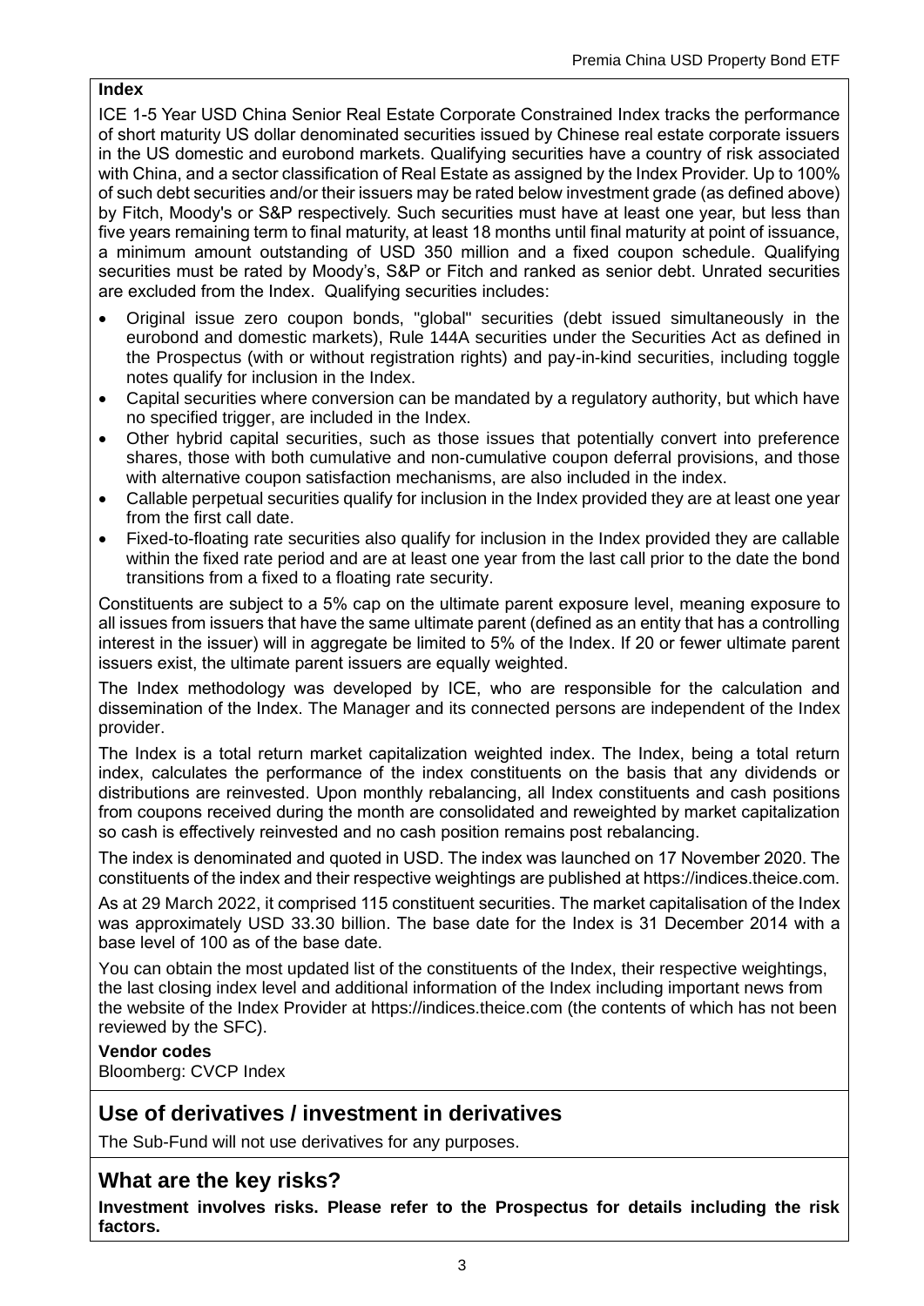**Index**

ICE 1-5 Year USD China Senior Real Estate Corporate Constrained Index tracks the performance of short maturity US dollar denominated securities issued by Chinese real estate corporate issuers in the US domestic and eurobond markets. Qualifying securities have a country of risk associated with China, and a sector classification of Real Estate as assigned by the Index Provider. Up to 100% of such debt securities and/or their issuers may be rated below investment grade (as defined above) by Fitch, Moody's or S&P respectively. Such securities must have at least one year, but less than five years remaining term to final maturity, at least 18 months until final maturity at point of issuance, a minimum amount outstanding of USD 350 million and a fixed coupon schedule. Qualifying securities must be rated by Moody's, S&P or Fitch and ranked as senior debt. Unrated securities are excluded from the Index. Qualifying securities includes:

- Original issue zero coupon bonds, "global" securities (debt issued simultaneously in the eurobond and domestic markets), Rule 144A securities under the Securities Act as defined in the Prospectus (with or without registration rights) and pay-in-kind securities, including toggle notes qualify for inclusion in the Index.
- Capital securities where conversion can be mandated by a regulatory authority, but which have no specified trigger, are included in the Index.
- Other hybrid capital securities, such as those issues that potentially convert into preference shares, those with both cumulative and non-cumulative coupon deferral provisions, and those with alternative coupon satisfaction mechanisms, are also included in the index.
- Callable perpetual securities qualify for inclusion in the Index provided they are at least one year from the first call date.
- Fixed-to-floating rate securities also qualify for inclusion in the Index provided they are callable within the fixed rate period and are at least one year from the last call prior to the date the bond transitions from a fixed to a floating rate security.

Constituents are subject to a 5% cap on the ultimate parent exposure level, meaning exposure to all issues from issuers that have the same ultimate parent (defined as an entity that has a controlling interest in the issuer) will in aggregate be limited to 5% of the Index. If 20 or fewer ultimate parent issuers exist, the ultimate parent issuers are equally weighted.

The Index methodology was developed by ICE, who are responsible for the calculation and dissemination of the Index. The Manager and its connected persons are independent of the Index provider.

The Index is a total return market capitalization weighted index. The Index, being a total return index, calculates the performance of the index constituents on the basis that any dividends or distributions are reinvested. Upon monthly rebalancing, all Index constituents and cash positions from coupons received during the month are consolidated and reweighted by market capitalization so cash is effectively reinvested and no cash position remains post rebalancing.

The index is denominated and quoted in USD. The index was launched on 17 November 2020. The constituents of the index and their respective weightings are published at https://indices.theice.com.

As at 29 March 2022, it comprised 115 constituent securities. The market capitalisation of the Index was approximately USD 33.30 billion. The base date for the Index is 31 December 2014 with a base level of 100 as of the base date.

You can obtain the most updated list of the constituents of the Index, their respective weightings, the last closing index level and additional information of the Index including important news from the website of the Index Provider at https://indices.theice.com (the contents of which has not been reviewed by the SFC).

**Vendor codes**

Bloomberg: CVCP Index

## Use of derivatives / investment in derivatives

The Sub-Fund will not use derivatives for any purposes.

## What are the key risks?

**Investment involves risks. Please refer to the Prospectus for details including the risk factors.**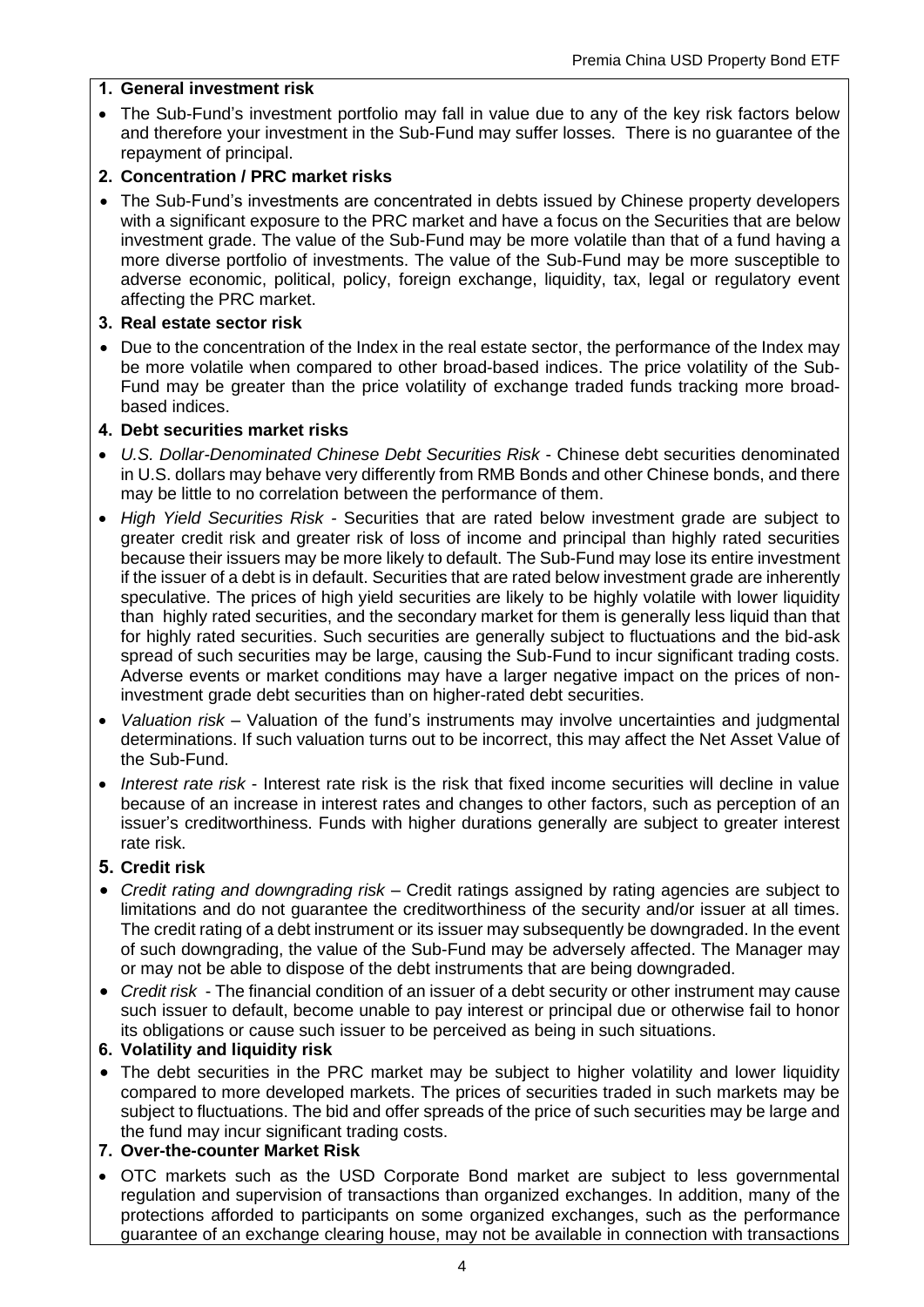**1. General investment risk**

- The Sub-Fund's investment portfolio may fall in value due to any of the key risk factors below and therefore your investment in the Sub-Fund may suffer losses. There is no guarantee of the repayment of principal.

**2. Concentration / PRC market risks**

- The Sub-Fund's investments are concentrated in debts issued by Chinese property developers with a significant exposure to the PRC market and have a focus on the Securities that are below investment grade. The value of the Sub-Fund may be more volatile than that of a fund having a more diverse portfolio of investments. The value of the Sub-Fund may be more susceptible to adverse economic, political, policy, foreign exchange, liquidity, tax, legal or regulatory event affecting the PRC market.

**3. Real estate sector risk**

- Due to the concentration of the Index in the real estate sector, the performance of the Index may be more volatile when compared to other broad-based indices. The price volatility of the Sub-Fund may be greater than the price volatility of exchange traded funds tracking more broad-based indices.

**4. Debt securities market risks**

- *U.S. Dollar-Denominated Chinese Debt Securities Risk* - Chinese debt securities denominated in U.S. dollars may behave very differently from RMB Bonds and other Chinese bonds, and there may be little to no correlation between the performance of them.
- *High Yield Securities Risk* - Securities that are rated below investment grade are subject to greater credit risk and greater risk of loss of income and principal than highly rated securities because their issuers may be more likely to default. The Sub-Fund may lose its entire investment if the issuer of a debt is in default. Securities that are rated below investment grade are inherently speculative. The prices of high yield securities are likely to be highly volatile with lower liquidity than highly rated securities, and the secondary market for them is generally less liquid than that for highly rated securities. Such securities are generally subject to fluctuations and the bid-ask spread of such securities may be large, causing the Sub-Fund to incur significant trading costs. Adverse events or market conditions may have a larger negative impact on the prices of non-investment grade debt securities than on higher-rated debt securities.
- *Valuation risk* – Valuation of the fund's instruments may involve uncertainties and judgmental determinations. If such valuation turns out to be incorrect, this may affect the Net Asset Value of the Sub-Fund.
- *Interest rate risk* - Interest rate risk is the risk that fixed income securities will decline in value because of an increase in interest rates and changes to other factors, such as perception of an issuer's creditworthiness. Funds with higher durations generally are subject to greater interest rate risk.

**5. Credit risk**

- *Credit rating and downgrading risk* – Credit ratings assigned by rating agencies are subject to limitations and do not guarantee the creditworthiness of the security and/or issuer at all times. The credit rating of a debt instrument or its issuer may subsequently be downgraded. In the event of such downgrading, the value of the Sub-Fund may be adversely affected. The Manager may or may not be able to dispose of the debt instruments that are being downgraded.
- *Credit risk* - The financial condition of an issuer of a debt security or other instrument may cause such issuer to default, become unable to pay interest or principal due or otherwise fail to honor its obligations or cause such issuer to be perceived as being in such situations.

**6. Volatility and liquidity risk**

- The debt securities in the PRC market may be subject to higher volatility and lower liquidity compared to more developed markets. The prices of securities traded in such markets may be subject to fluctuations. The bid and offer spreads of the price of such securities may be large and the fund may incur significant trading costs.

**7. Over-the-counter Market Risk**

- OTC markets such as the USD Corporate Bond market are subject to less governmental regulation and supervision of transactions than organized exchanges. In addition, many of the protections afforded to participants on some organized exchanges, such as the performance guarantee of an exchange clearing house, may not be available in connection with transactions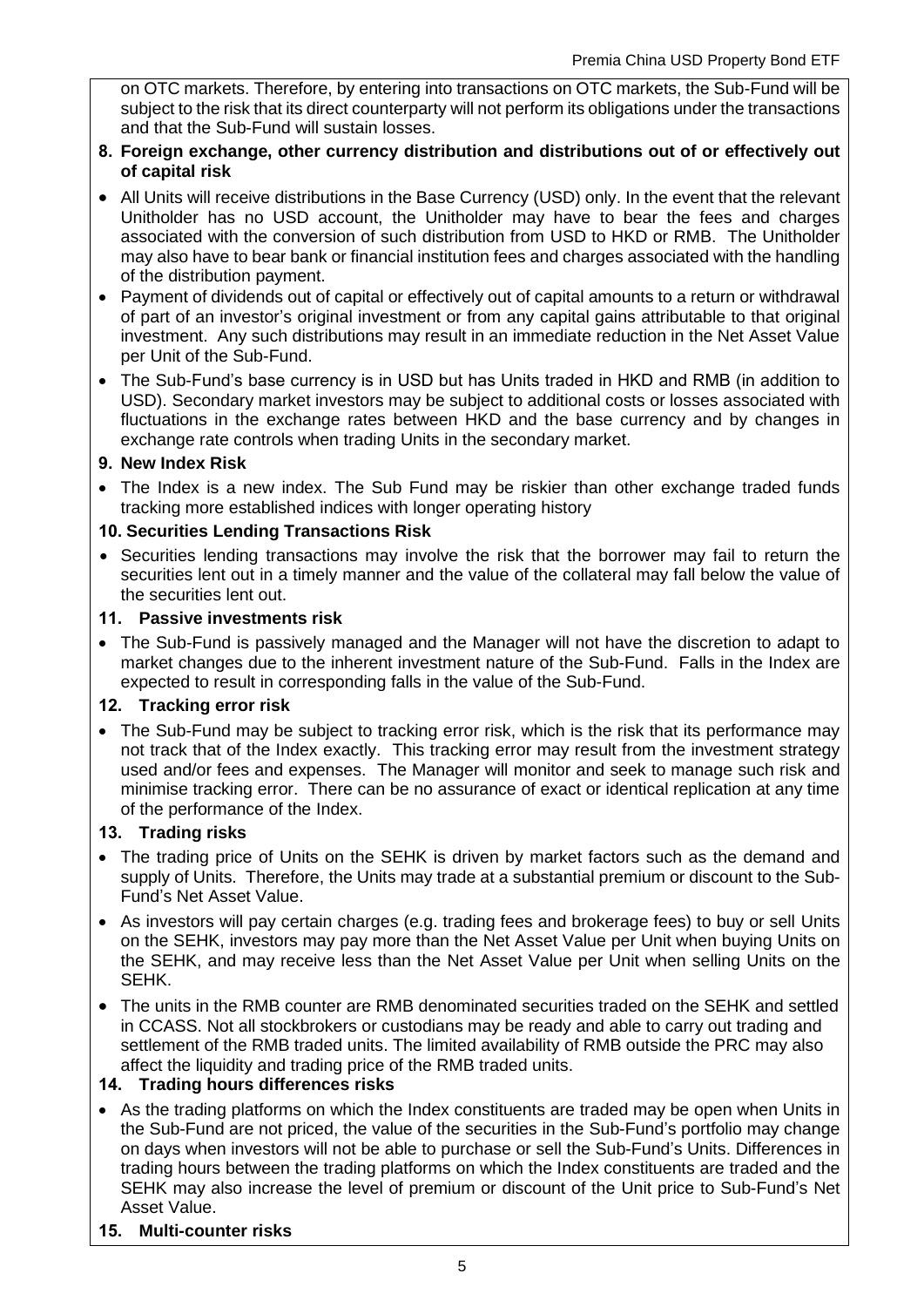on OTC markets. Therefore, by entering into transactions on OTC markets, the Sub-Fund will be subject to the risk that its direct counterparty will not perform its obligations under the transactions and that the Sub-Fund will sustain losses.

**8. Foreign exchange, other currency distribution and distributions out of or effectively out of capital risk**

- All Units will receive distributions in the Base Currency (USD) only. In the event that the relevant Unitholder has no USD account, the Unitholder may have to bear the fees and charges associated with the conversion of such distribution from USD to HKD or RMB. The Unitholder may also have to bear bank or financial institution fees and charges associated with the handling of the distribution payment.
- Payment of dividends out of capital or effectively out of capital amounts to a return or withdrawal of part of an investor's original investment or from any capital gains attributable to that original investment. Any such distributions may result in an immediate reduction in the Net Asset Value per Unit of the Sub-Fund.
- The Sub-Fund's base currency is in USD but has Units traded in HKD and RMB (in addition to USD). Secondary market investors may be subject to additional costs or losses associated with fluctuations in the exchange rates between HKD and the base currency and by changes in exchange rate controls when trading Units in the secondary market.

**9. New Index Risk**

- The Index is a new index. The Sub Fund may be riskier than other exchange traded funds tracking more established indices with longer operating history

**10. Securities Lending Transactions Risk**

- Securities lending transactions may involve the risk that the borrower may fail to return the securities lent out in a timely manner and the value of the collateral may fall below the value of the securities lent out.

**11. Passive investments risk**

- The Sub-Fund is passively managed and the Manager will not have the discretion to adapt to market changes due to the inherent investment nature of the Sub-Fund. Falls in the Index are expected to result in corresponding falls in the value of the Sub-Fund.

**12. Tracking error risk**

- The Sub-Fund may be subject to tracking error risk, which is the risk that its performance may not track that of the Index exactly. This tracking error may result from the investment strategy used and/or fees and expenses. The Manager will monitor and seek to manage such risk and minimise tracking error. There can be no assurance of exact or identical replication at any time of the performance of the Index.

**13. Trading risks**

- The trading price of Units on the SEHK is driven by market factors such as the demand and supply of Units. Therefore, the Units may trade at a substantial premium or discount to the Sub-Fund's Net Asset Value.
- As investors will pay certain charges (e.g. trading fees and brokerage fees) to buy or sell Units on the SEHK, investors may pay more than the Net Asset Value per Unit when buying Units on the SEHK, and may receive less than the Net Asset Value per Unit when selling Units on the SEHK.
- The units in the RMB counter are RMB denominated securities traded on the SEHK and settled in CCASS. Not all stockbrokers or custodians may be ready and able to carry out trading and settlement of the RMB traded units. The limited availability of RMB outside the PRC may also affect the liquidity and trading price of the RMB traded units.

**14. Trading hours differences risks**

- As the trading platforms on which the Index constituents are traded may be open when Units in the Sub-Fund are not priced, the value of the securities in the Sub-Fund's portfolio may change on days when investors will not be able to purchase or sell the Sub-Fund's Units. Differences in trading hours between the trading platforms on which the Index constituents are traded and the SEHK may also increase the level of premium or discount of the Unit price to Sub-Fund's Net Asset Value.

**15. Multi-counter risks**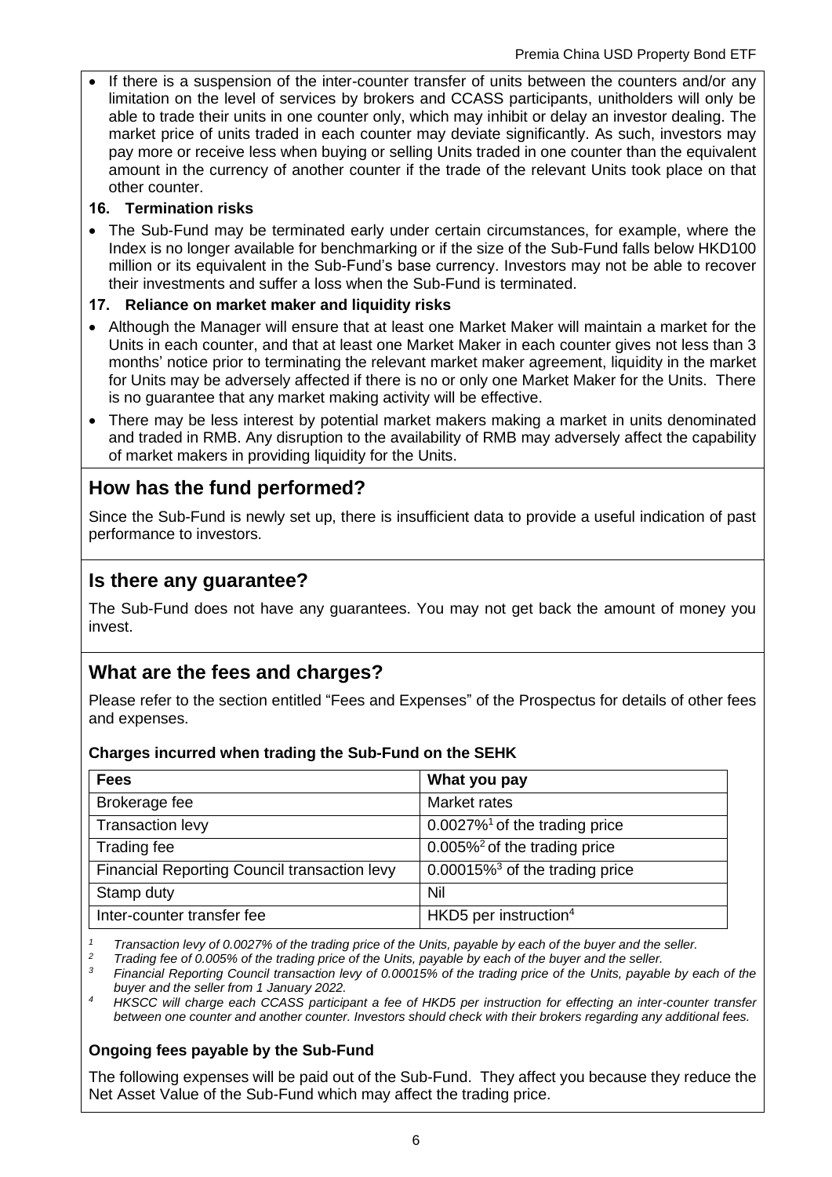- If there is a suspension of the inter-counter transfer of units between the counters and/or any limitation on the level of services by brokers and CCASS participants, unitholders will only be able to trade their units in one counter only, which may inhibit or delay an investor dealing. The market price of units traded in each counter may deviate significantly. As such, investors may pay more or receive less when buying or selling Units traded in one counter than the equivalent amount in the currency of another counter if the trade of the relevant Units took place on that other counter.

**16. Termination risks**

- The Sub-Fund may be terminated early under certain circumstances, for example, where the Index is no longer available for benchmarking or if the size of the Sub-Fund falls below HKD100 million or its equivalent in the Sub-Fund's base currency. Investors may not be able to recover their investments and suffer a loss when the Sub-Fund is terminated.

**17. Reliance on market maker and liquidity risks**

- Although the Manager will ensure that at least one Market Maker will maintain a market for the Units in each counter, and that at least one Market Maker in each counter gives not less than 3 months' notice prior to terminating the relevant market maker agreement, liquidity in the market for Units may be adversely affected if there is no or only one Market Maker for the Units. There is no guarantee that any market making activity will be effective.
- There may be less interest by potential market makers making a market in units denominated and traded in RMB. Any disruption to the availability of RMB may adversely affect the capability of market makers in providing liquidity for the Units.

## How has the fund performed?

Since the Sub-Fund is newly set up, there is insufficient data to provide a useful indication of past performance to investors.

## Is there any guarantee?

The Sub-Fund does not have any guarantees. You may not get back the amount of money you invest.

## What are the fees and charges?

Please refer to the section entitled "Fees and Expenses" of the Prospectus for details of other fees and expenses.

**Charges incurred when trading the Sub-Fund on the SEHK**

| Fees | What you pay |
|---|---|
| Brokerage fee | Market rates |
| Transaction levy | 0.0027%[1] of the trading price |
| Trading fee | 0.005%[2] of the trading price |
| Financial Reporting Council transaction levy | 0.00015%[3] of the trading price |
| Stamp duty | Nil |
| Inter-counter transfer fee | HKD5 per instruction[4] |

*[1] Transaction levy of 0.0027% of the trading price of the Units, payable by each of the buyer and the seller.*
*[2] Trading fee of 0.005% of the trading price of the Units, payable by each of the buyer and the seller.*
*[3] Financial Reporting Council transaction levy of 0.00015% of the trading price of the Units, payable by each of the buyer and the seller from 1 January 2022.*
*[4] HKSCC will charge each CCASS participant a fee of HKD5 per instruction for effecting an inter-counter transfer between one counter and another counter. Investors should check with their brokers regarding any additional fees.*

**Ongoing fees payable by the Sub-Fund**

The following expenses will be paid out of the Sub-Fund. They affect you because they reduce the Net Asset Value of the Sub-Fund which may affect the trading price.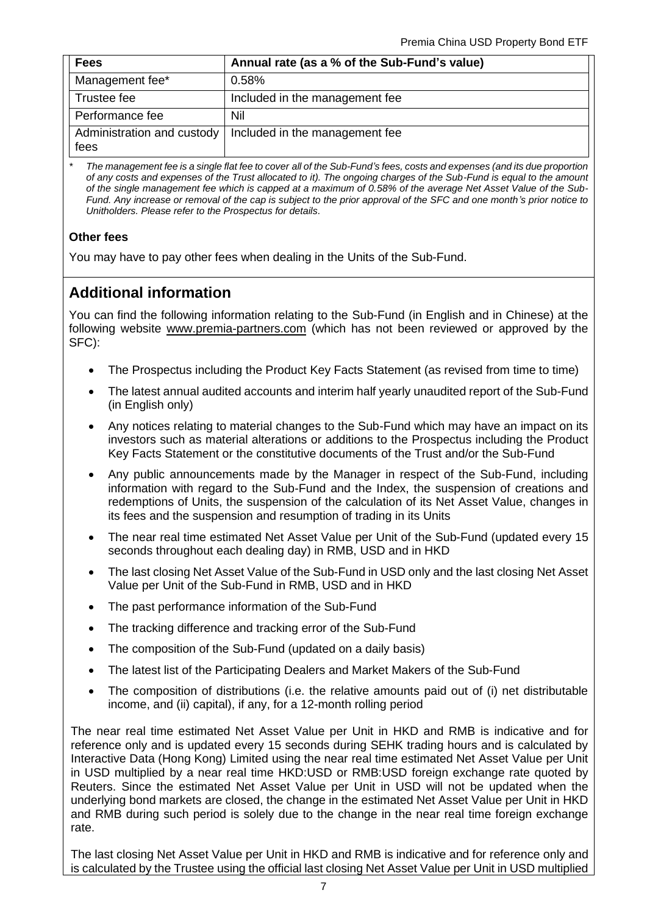| Fees | Annual rate (as a % of the Sub-Fund's value) |
|---|---|
| Management fee* | 0.58% |
| Trustee fee | Included in the management fee |
| Performance fee | Nil |
| Administration and custody fees | Included in the management fee |

\* *The management fee is a single flat fee to cover all of the Sub-Fund's fees, costs and expenses (and its due proportion of any costs and expenses of the Trust allocated to it). The ongoing charges of the Sub-Fund is equal to the amount of the single management fee which is capped at a maximum of 0.58% of the average Net Asset Value of the Sub-Fund. Any increase or removal of the cap is subject to the prior approval of the SFC and one month's prior notice to Unitholders. Please refer to the Prospectus for details.*

**Other fees**

You may have to pay other fees when dealing in the Units of the Sub-Fund.

## Additional information

You can find the following information relating to the Sub-Fund (in English and in Chinese) at the following website www.premia-partners.com (which has not been reviewed or approved by the SFC):

- The Prospectus including the Product Key Facts Statement (as revised from time to time)
- The latest annual audited accounts and interim half yearly unaudited report of the Sub-Fund (in English only)
- Any notices relating to material changes to the Sub-Fund which may have an impact on its investors such as material alterations or additions to the Prospectus including the Product Key Facts Statement or the constitutive documents of the Trust and/or the Sub-Fund
- Any public announcements made by the Manager in respect of the Sub-Fund, including information with regard to the Sub-Fund and the Index, the suspension of creations and redemptions of Units, the suspension of the calculation of its Net Asset Value, changes in its fees and the suspension and resumption of trading in its Units
- The near real time estimated Net Asset Value per Unit of the Sub-Fund (updated every 15 seconds throughout each dealing day) in RMB, USD and in HKD
- The last closing Net Asset Value of the Sub-Fund in USD only and the last closing Net Asset Value per Unit of the Sub-Fund in RMB, USD and in HKD
- The past performance information of the Sub-Fund
- The tracking difference and tracking error of the Sub-Fund
- The composition of the Sub-Fund (updated on a daily basis)
- The latest list of the Participating Dealers and Market Makers of the Sub-Fund
- The composition of distributions (i.e. the relative amounts paid out of (i) net distributable income, and (ii) capital), if any, for a 12-month rolling period

The near real time estimated Net Asset Value per Unit in HKD and RMB is indicative and for reference only and is updated every 15 seconds during SEHK trading hours and is calculated by Interactive Data (Hong Kong) Limited using the near real time estimated Net Asset Value per Unit in USD multiplied by a near real time HKD:USD or RMB:USD foreign exchange rate quoted by Reuters. Since the estimated Net Asset Value per Unit in USD will not be updated when the underlying bond markets are closed, the change in the estimated Net Asset Value per Unit in HKD and RMB during such period is solely due to the change in the near real time foreign exchange rate.

The last closing Net Asset Value per Unit in HKD and RMB is indicative and for reference only and is calculated by the Trustee using the official last closing Net Asset Value per Unit in USD multiplied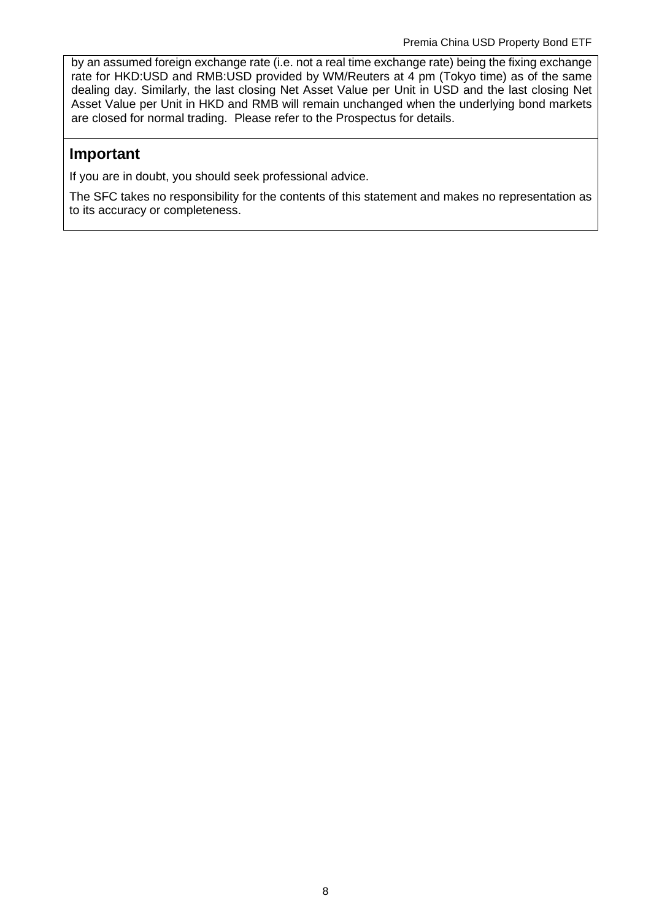by an assumed foreign exchange rate (i.e. not a real time exchange rate) being the fixing exchange rate for HKD:USD and RMB:USD provided by WM/Reuters at 4 pm (Tokyo time) as of the same dealing day. Similarly, the last closing Net Asset Value per Unit in USD and the last closing Net Asset Value per Unit in HKD and RMB will remain unchanged when the underlying bond markets are closed for normal trading. Please refer to the Prospectus for details.

## Important

If you are in doubt, you should seek professional advice.

The SFC takes no responsibility for the contents of this statement and makes no representation as to its accuracy or completeness.